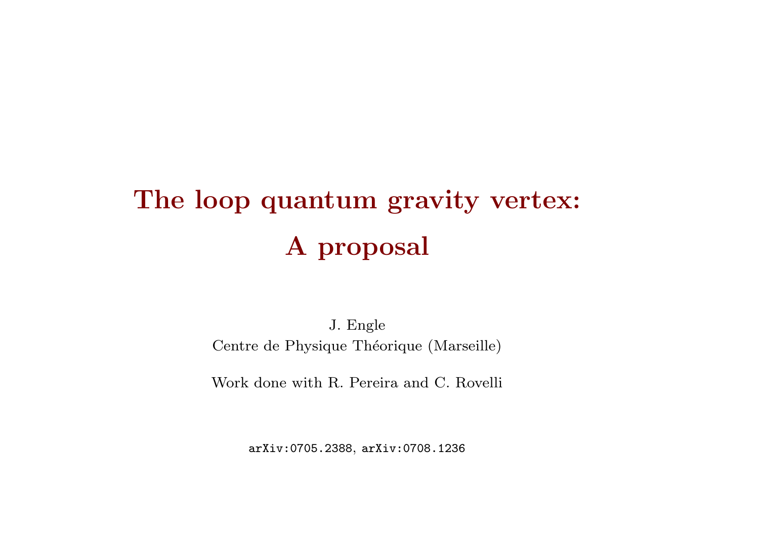# The loop quantum gravity vertex: A proposal

J. Engle
Centre de Physique Théorique (Marseille)

Work done with R. Pereira and C. Rovelli

arXiv:0705.2388, arXiv:0708.1236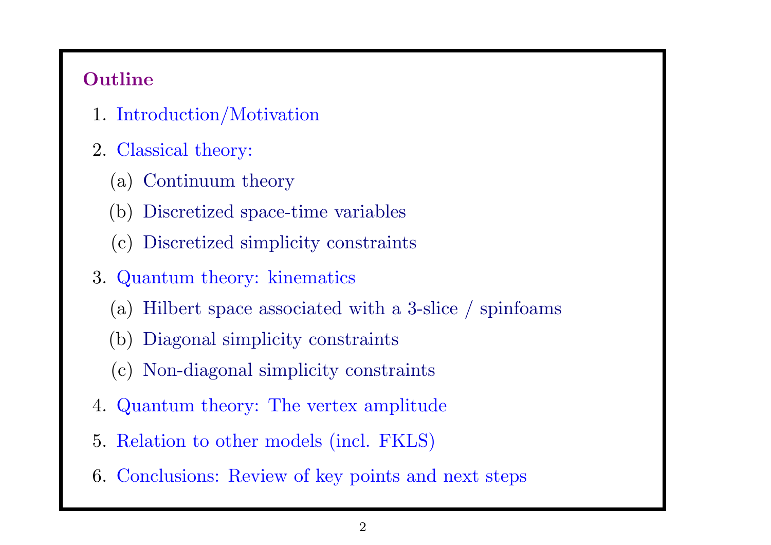## Outline

1. Introduction/Motivation
2. Classical theory:
   (a) Continuum theory
   (b) Discretized space-time variables
   (c) Discretized simplicity constraints
3. Quantum theory: kinematics
   (a) Hilbert space associated with a 3-slice / spinfoams
   (b) Diagonal simplicity constraints
   (c) Non-diagonal simplicity constraints
4. Quantum theory: The vertex amplitude
5. Relation to other models (incl. FKLS)
6. Conclusions: Review of key points and next steps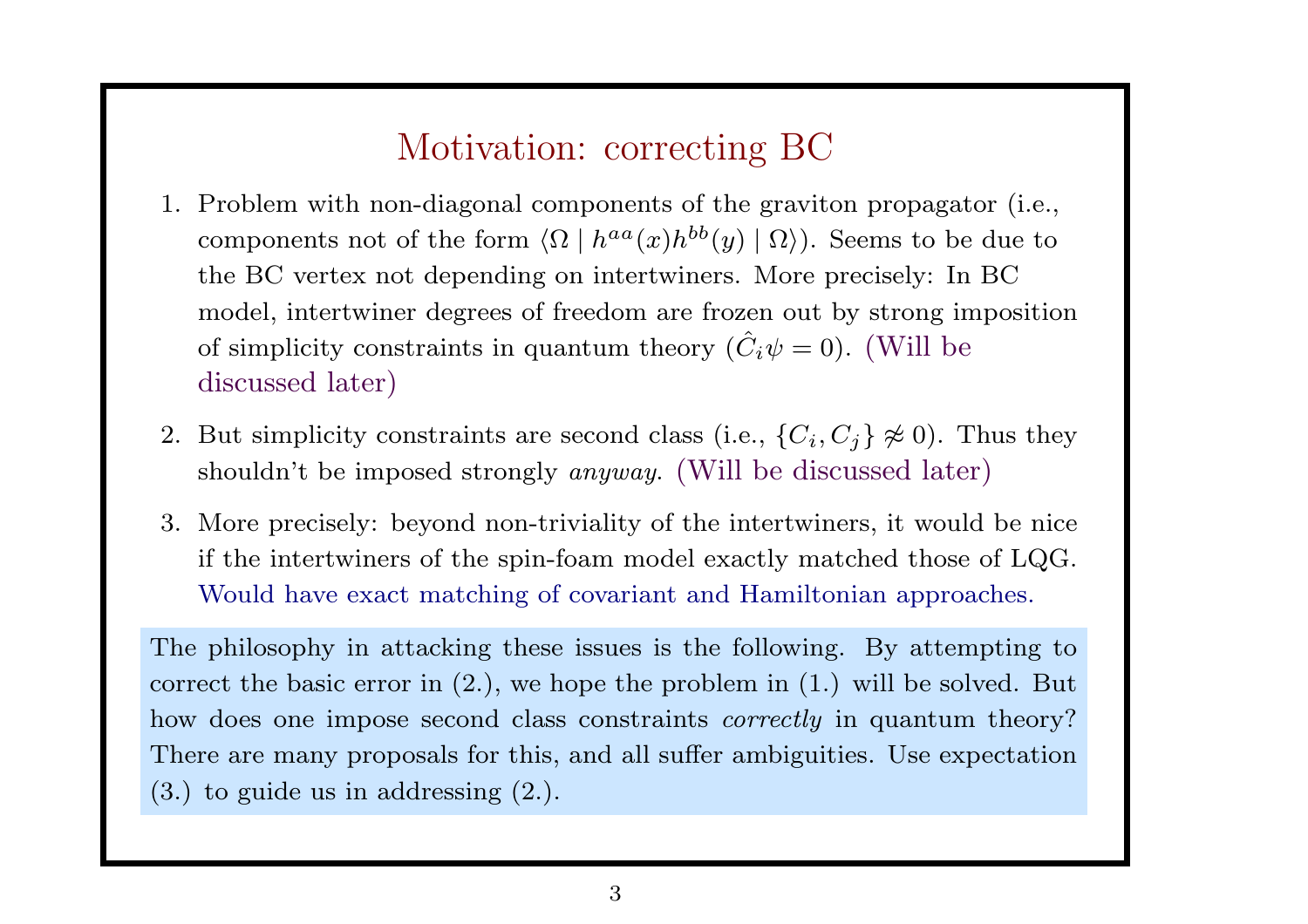# Motivation: correcting BC

1. Problem with non-diagonal components of the graviton propagator (i.e., components not of the form $\langle \Omega \mid h^{aa}(x) h^{bb}(y) \mid \Omega \rangle$). Seems to be due to the BC vertex not depending on intertwiners. More precisely: In BC model, intertwiner degrees of freedom are frozen out by strong imposition of simplicity constraints in quantum theory ($\hat{C}_i \psi = 0$). (Will be discussed later)

2. But simplicity constraints are second class (i.e., $\{C_i, C_j\} \not\approx 0$). Thus they shouldn't be imposed strongly *anyway*. (Will be discussed later)

3. More precisely: beyond non-triviality of the intertwiners, it would be nice if the intertwiners of the spin-foam model exactly matched those of LQG. Would have exact matching of covariant and Hamiltonian approaches.

The philosophy in attacking these issues is the following. By attempting to correct the basic error in (2.), we hope the problem in (1.) will be solved. But how does one impose second class constraints *correctly* in quantum theory? There are many proposals for this, and all suffer ambiguities. Use expectation (3.) to guide us in addressing (2.).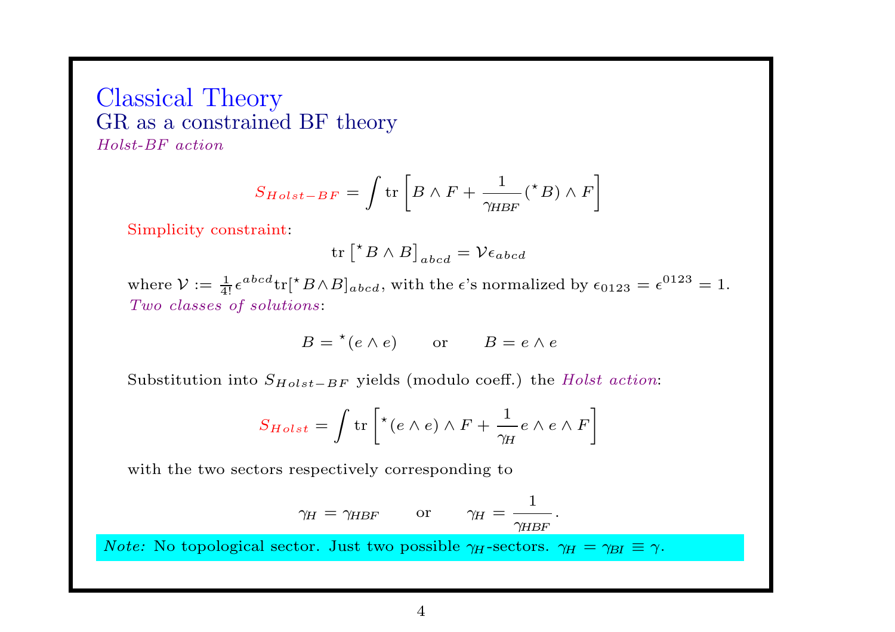# Classical Theory

## GR as a constrained BF theory

### *Holst-BF action*

$$S_{Holst-BF} = \int \mathrm{tr}\left[B \wedge F + \frac{1}{\gamma_{HBF}} ({}^{\star}B) \wedge F\right]$$

Simplicity constraint:

$$\mathrm{tr}\left[{}^{\star}B \wedge B\right]_{abcd} = \mathcal{V}\epsilon_{abcd}$$

where $\mathcal{V} := \frac{1}{4!}\epsilon^{abcd}\mathrm{tr}[{}^{\star}B \wedge B]_{abcd}$, with the $\epsilon$'s normalized by $\epsilon_{0123} = \epsilon^{0123} = 1$.

*Two classes of solutions*:

$$B = {}^{\star}(e \wedge e) \qquad \text{or} \qquad B = e \wedge e$$

Substitution into $S_{Holst-BF}$ yields (modulo coeff.) the *Holst action*:

$$S_{Holst} = \int \mathrm{tr}\left[{}^{\star}(e \wedge e) \wedge F + \frac{1}{\gamma_H} e \wedge e \wedge F\right]$$

with the two sectors respectively corresponding to

$$\gamma_H = \gamma_{HBF} \qquad \text{or} \qquad \gamma_H = \frac{1}{\gamma_{HBF}}.$$

*Note:* No topological sector. Just two possible $\gamma_H$-sectors. $\gamma_H = \gamma_{BI} \equiv \gamma$.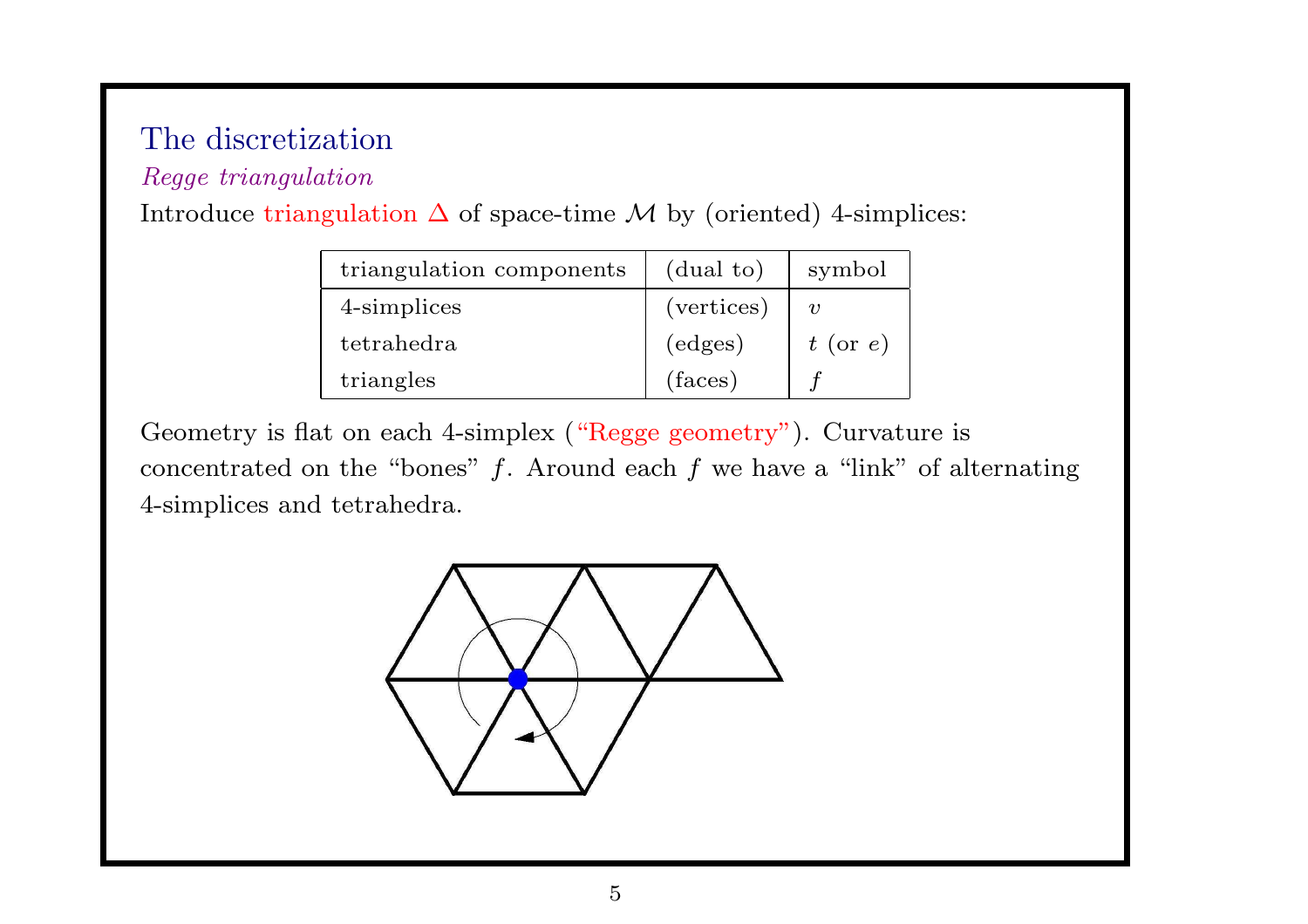## The discretization

*Regge triangulation*

Introduce triangulation $\Delta$ of space-time $\mathcal{M}$ by (oriented) 4-simplices:

| triangulation components | (dual to) | symbol |
|---|---|---|
| 4-simplices | (vertices) | $v$ |
| tetrahedra | (edges) | $t$ (or $e$) |
| triangles | (faces) | $f$ |

Geometry is flat on each 4-simplex ("Regge geometry"). Curvature is concentrated on the "bones" $f$. Around each $f$ we have a "link" of alternating 4-simplices and tetrahedra.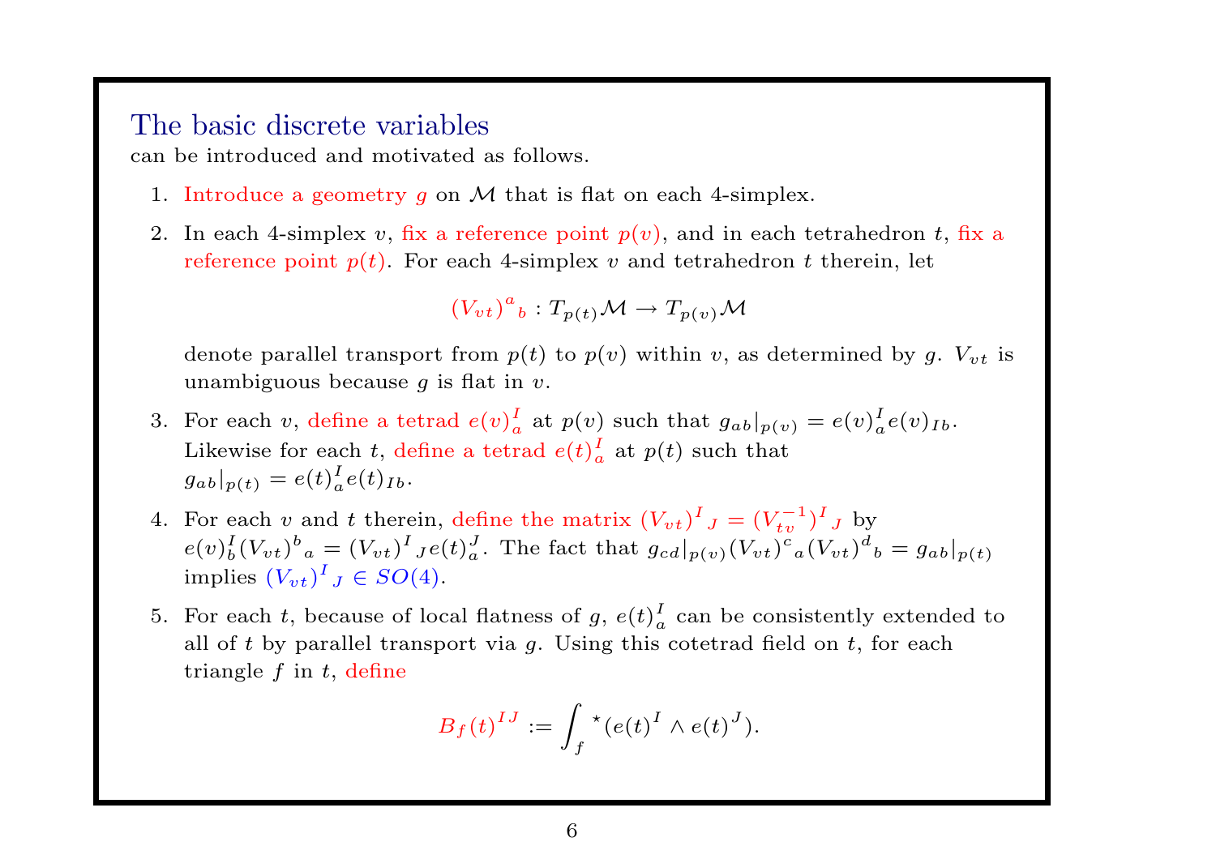## The basic discrete variables

can be introduced and motivated as follows.

1. Introduce a geometry $g$ on $\mathcal{M}$ that is flat on each 4-simplex.

2. In each 4-simplex $v$, fix a reference point $p(v)$, and in each tetrahedron $t$, fix a reference point $p(t)$. For each 4-simplex $v$ and tetrahedron $t$ therein, let

$$(V_{vt})^a{}_b : T_{p(t)}\mathcal{M} \to T_{p(v)}\mathcal{M}$$

   denote parallel transport from $p(t)$ to $p(v)$ within $v$, as determined by $g$. $V_{vt}$ is unambiguous because $g$ is flat in $v$.

3. For each $v$, define a tetrad $e(v)^I_a$ at $p(v)$ such that $g_{ab}|_{p(v)} = e(v)^I_a e(v)_{Ib}$. Likewise for each $t$, define a tetrad $e(t)^I_a$ at $p(t)$ such that $g_{ab}|_{p(t)} = e(t)^I_a e(t)_{Ib}$.

4. For each $v$ and $t$ therein, define the matrix $(V_{vt})^I{}_J = (V_{tv}^{-1})^I{}_J$ by $e(v)^I_b (V_{vt})^b{}_a = (V_{vt})^I{}_J e(t)^J_a$. The fact that $g_{cd}|_{p(v)}(V_{vt})^c{}_a (V_{vt})^d{}_b = g_{ab}|_{p(t)}$ implies $(V_{vt})^I{}_J \in SO(4)$.

5. For each $t$, because of local flatness of $g$, $e(t)^I_a$ can be consistently extended to all of $t$ by parallel transport via $g$. Using this cotetrad field on $t$, for each triangle $f$ in $t$, define

$$B_f(t)^{IJ} := \int_f {}^\star(e(t)^I \wedge e(t)^J).$$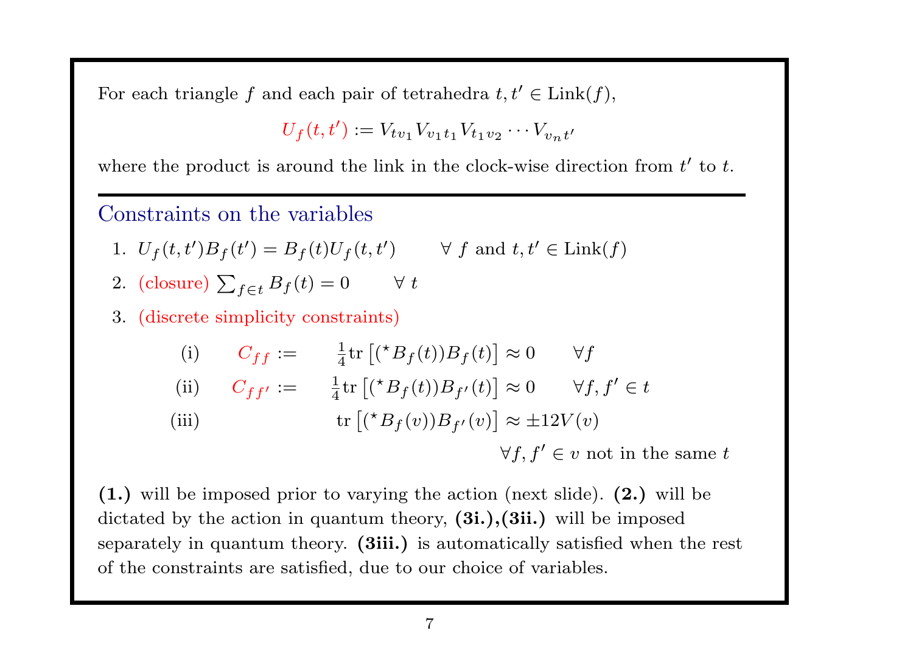For each triangle $f$ and each pair of tetrahedra $t, t' \in \text{Link}(f)$,

$$U_f(t,t') := V_{tv_1} V_{v_1 t_1} V_{t_1 v_2} \cdots V_{v_n t'}$$

where the product is around the link in the clock-wise direction from $t'$ to $t$.

---

## Constraints on the variables

1. $U_f(t,t') B_f(t') = B_f(t) U_f(t,t') \qquad \forall\ f \text{ and } t, t' \in \text{Link}(f)$
2. (closure) $\sum_{f \in t} B_f(t) = 0 \qquad \forall\ t$
3. (discrete simplicity constraints)

$$\begin{aligned}
&\text{(i)} \qquad C_{ff} := \qquad \tfrac{1}{4}\text{tr}\left[({}^\star B_f(t)) B_f(t)\right] \approx 0 \qquad \forall f \\
&\text{(ii)} \qquad C_{ff'} := \qquad \tfrac{1}{4}\text{tr}\left[({}^\star B_f(t)) B_{f'}(t)\right] \approx 0 \qquad \forall f, f' \in t \\
&\text{(iii)} \qquad \qquad \qquad \text{tr}\left[({}^\star B_f(v)) B_{f'}(v)\right] \approx \pm 12 V(v) \\
&\qquad \qquad \qquad \qquad \qquad \qquad \forall f, f' \in v \text{ not in the same } t
\end{aligned}$$

**(1.)** will be imposed prior to varying the action (next slide). **(2.)** will be dictated by the action in quantum theory, **(3i.),(3ii.)** will be imposed separately in quantum theory. **(3iii.)** is automatically satisfied when the rest of the constraints are satisfied, due to our choice of variables.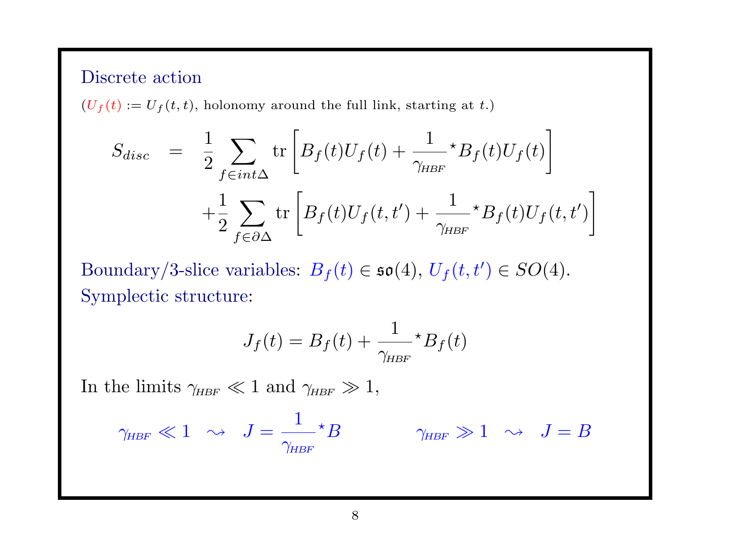## Discrete action

($U_f(t) := U_f(t,t)$, holonomy around the full link, starting at $t$.)

$$
\begin{aligned}
S_{disc} \;=\; & \frac{1}{2} \sum_{f \in int\Delta} \mathrm{tr}\left[ B_f(t) U_f(t) + \frac{1}{\gamma_{\scriptscriptstyle HBF}} {}^{\star}B_f(t) U_f(t) \right] \\
& + \frac{1}{2} \sum_{f \in \partial\Delta} \mathrm{tr}\left[ B_f(t) U_f(t,t') + \frac{1}{\gamma_{\scriptscriptstyle HBF}} {}^{\star}B_f(t) U_f(t,t') \right]
\end{aligned}
$$

Boundary/3-slice variables: $B_f(t) \in \mathfrak{so}(4)$, $U_f(t,t') \in SO(4)$.
Symplectic structure:

$$
J_f(t) = B_f(t) + \frac{1}{\gamma_{\scriptscriptstyle HBF}} {}^{\star}B_f(t)
$$

In the limits $\gamma_{\scriptscriptstyle HBF} \ll 1$ and $\gamma_{\scriptscriptstyle HBF} \gg 1$,

$$
\gamma_{\scriptscriptstyle HBF} \ll 1 \;\;\rightsquigarrow\;\; J = \frac{1}{\gamma_{\scriptscriptstyle HBF}} {}^{\star}B \qquad\qquad \gamma_{\scriptscriptstyle HBF} \gg 1 \;\;\rightsquigarrow\;\; J = B
$$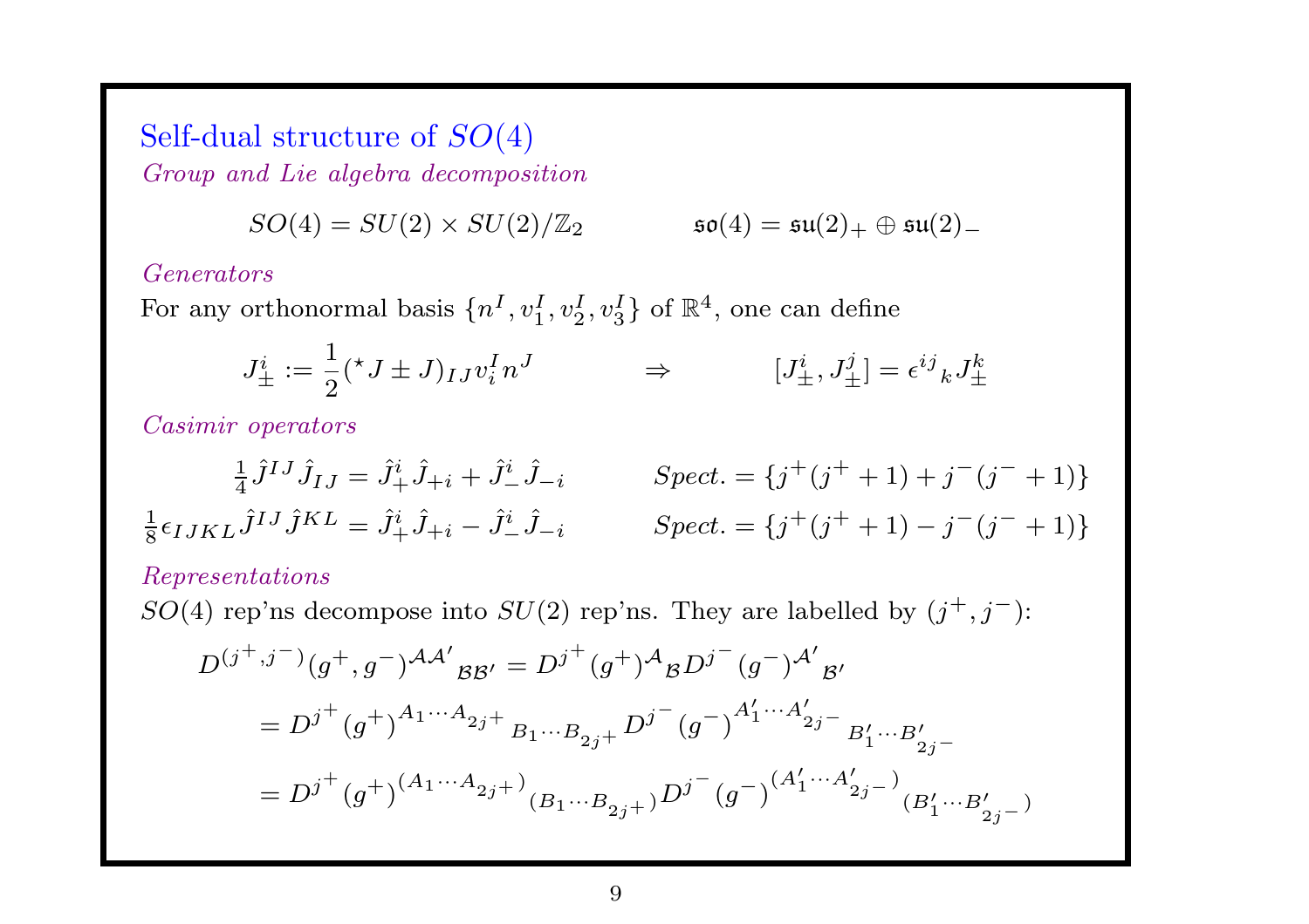## Self-dual structure of $SO(4)$

*Group and Lie algebra decomposition*

$$SO(4) = SU(2) \times SU(2)/\mathbb{Z}_2 \qquad\qquad \mathfrak{so}(4) = \mathfrak{su}(2)_+ \oplus \mathfrak{su}(2)_-$$

*Generators*

For any orthonormal basis $\{n^I, v_1^I, v_2^I, v_3^I\}$ of $\mathbb{R}^4$, one can define

$$J^i_\pm := \frac{1}{2}({}^\star J \pm J)_{IJ} v_i^I n^J \qquad \Rightarrow \qquad [J^i_\pm, J^j_\pm] = \epsilon^{ij}{}_k J^k_\pm$$

*Casimir operators*

$$\tfrac{1}{4}\hat{J}^{IJ}\hat{J}_{IJ} = \hat{J}^i_+\hat{J}_{+i} + \hat{J}^i_-\hat{J}_{-i} \qquad \textit{Spect.} = \{j^+(j^+ + 1) + j^-(j^- + 1)\}$$

$$\tfrac{1}{8}\epsilon_{IJKL}\hat{J}^{IJ}\hat{J}^{KL} = \hat{J}^i_+\hat{J}_{+i} - \hat{J}^i_-\hat{J}_{-i} \qquad \textit{Spect.} = \{j^+(j^+ + 1) - j^-(j^- + 1)\}$$

*Representations*

$SO(4)$ rep'ns decompose into $SU(2)$ rep'ns. They are labelled by $(j^+, j^-)$:

$$\begin{aligned}
D^{(j^+,j^-)}(g^+, g^-)^{\mathcal{A}\mathcal{A}'}{}_{\mathcal{B}\mathcal{B}'} &= D^{j^+}(g^+)^{\mathcal{A}}{}_{\mathcal{B}} D^{j^-}(g^-)^{\mathcal{A}'}{}_{\mathcal{B}'} \\
&= D^{j^+}(g^+)^{A_1\cdots A_{2j^+}}{}_{B_1\cdots B_{2j^+}} D^{j^-}(g^-)^{A'_1\cdots A'_{2j^-}}{}_{B'_1\cdots B'_{2j^-}} \\
&= D^{j^+}(g^+)^{(A_1\cdots A_{2j^+})}{}_{(B_1\cdots B_{2j^+})} D^{j^-}(g^-)^{(A'_1\cdots A'_{2j^-})}{}_{(B'_1\cdots B'_{2j^-})}
\end{aligned}$$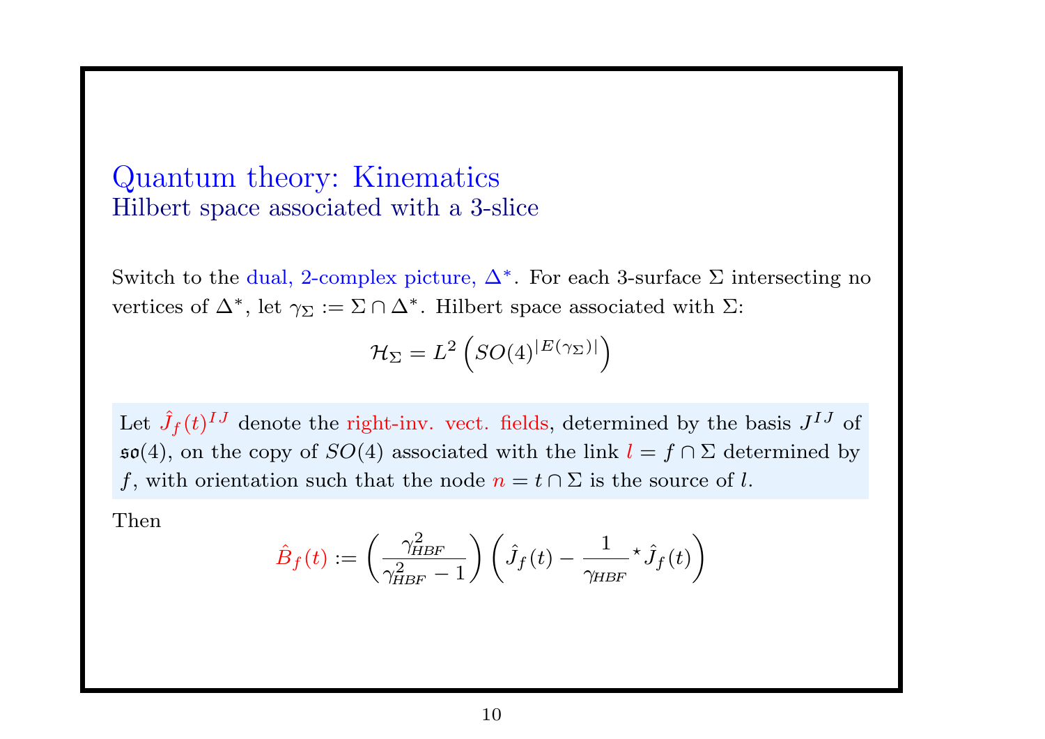## Quantum theory: Kinematics
### Hilbert space associated with a 3-slice

Switch to the dual, 2-complex picture, $\Delta^*$. For each 3-surface $\Sigma$ intersecting no vertices of $\Delta^*$, let $\gamma_\Sigma := \Sigma \cap \Delta^*$. Hilbert space associated with $\Sigma$:

$$\mathcal{H}_\Sigma = L^2 \left( SO(4)^{|E(\gamma_\Sigma)|} \right)$$

Let $\hat{J}_f(t)^{IJ}$ denote the right-inv. vect. fields, determined by the basis $J^{IJ}$ of $\mathfrak{so}(4)$, on the copy of $SO(4)$ associated with the link $l = f \cap \Sigma$ determined by $f$, with orientation such that the node $n = t \cap \Sigma$ is the source of $l$.

Then

$$\hat{B}_f(t) := \left( \frac{\gamma_{HBF}^2}{\gamma_{HBF}^2 - 1} \right) \left( \hat{J}_f(t) - \frac{1}{\gamma_{HBF}} {}^\star \hat{J}_f(t) \right)$$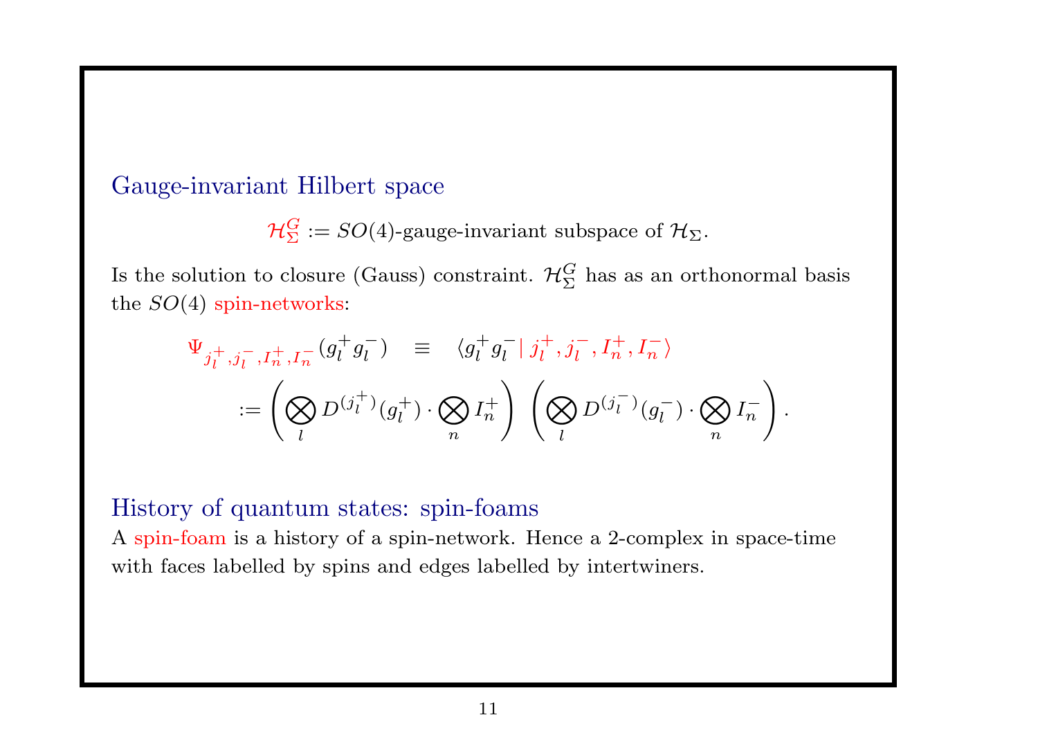## Gauge-invariant Hilbert space

$$\mathcal{H}_\Sigma^G := SO(4)\text{-gauge-invariant subspace of } \mathcal{H}_\Sigma.$$

Is the solution to closure (Gauss) constraint. $\mathcal{H}_\Sigma^G$ has as an orthonormal basis the $SO(4)$ spin-networks:

$$\begin{aligned}
\Psi_{j_l^+, j_l^-, I_n^+, I_n^-}(g_l^+ g_l^-) \quad &\equiv \quad \langle g_l^+ g_l^- \,|\, j_l^+, j_l^-, I_n^+, I_n^- \rangle \\
:= \left( \bigotimes_l D^{(j_l^+)}(g_l^+) \cdot \bigotimes_n I_n^+ \right) &\left( \bigotimes_l D^{(j_l^-)}(g_l^-) \cdot \bigotimes_n I_n^- \right).
\end{aligned}$$

## History of quantum states: spin-foams

A spin-foam is a history of a spin-network. Hence a 2-complex in space-time with faces labelled by spins and edges labelled by intertwiners.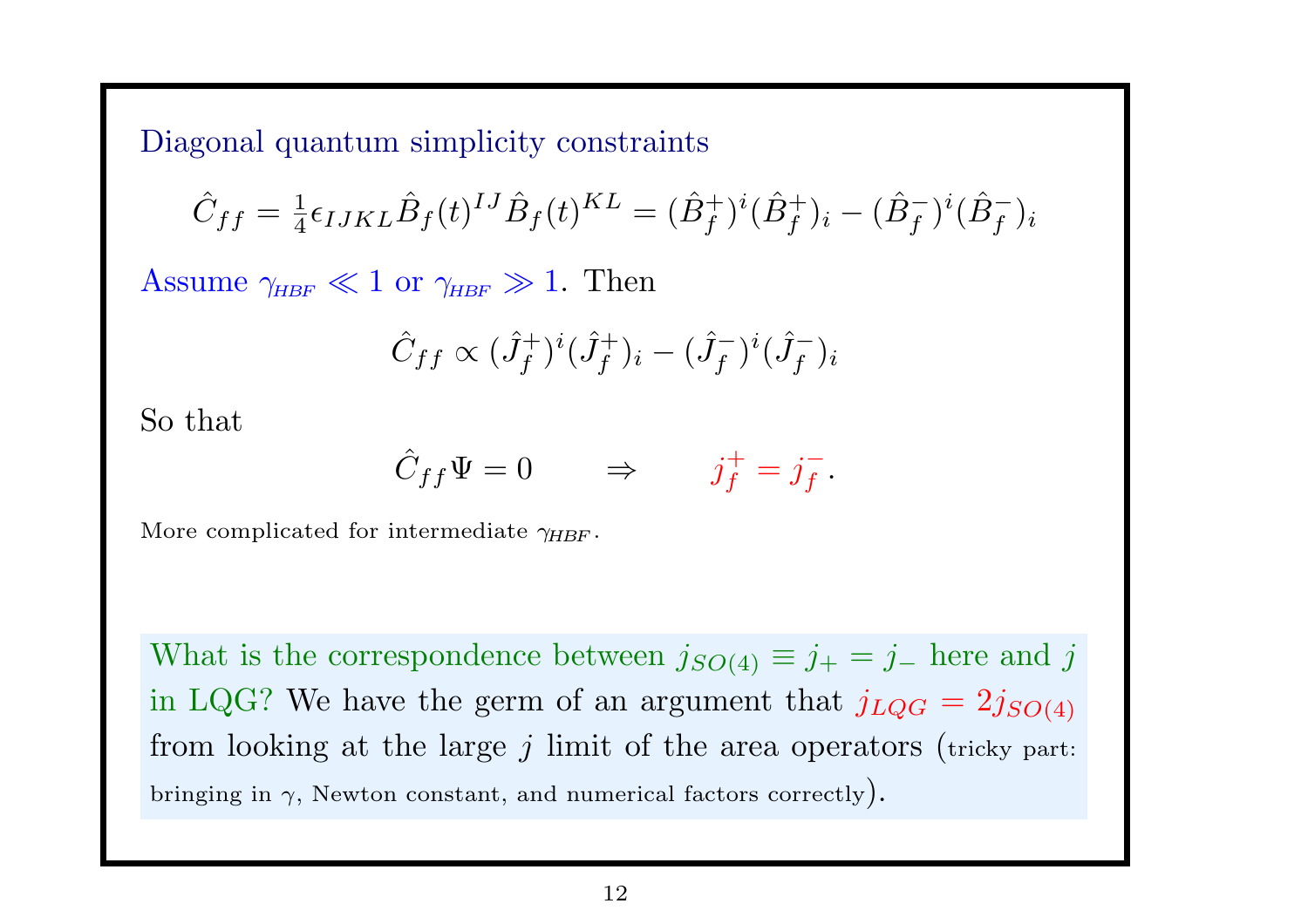## Diagonal quantum simplicity constraints

$$\hat{C}_{ff} = \tfrac{1}{4}\epsilon_{IJKL}\hat{B}_f(t)^{IJ}\hat{B}_f(t)^{KL} = (\hat{B}^+_f)^i(\hat{B}^+_f)_i - (\hat{B}^-_f)^i(\hat{B}^-_f)_i$$

Assume $\gamma_{HBF} \ll 1$ or $\gamma_{HBF} \gg 1$. Then

$$\hat{C}_{ff} \propto (\hat{J}^+_f)^i(\hat{J}^+_f)_i - (\hat{J}^-_f)^i(\hat{J}^-_f)_i$$

So that

$$\hat{C}_{ff}\Psi = 0 \qquad \Rightarrow \qquad j^+_f = j^-_f.$$

More complicated for intermediate $\gamma_{HBF}$.

What is the correspondence between $j_{SO(4)} \equiv j_+ = j_-$ here and $j$ in LQG? We have the germ of an argument that $j_{LQG} = 2j_{SO(4)}$ from looking at the large $j$ limit of the area operators (tricky part: bringing in $\gamma$, Newton constant, and numerical factors correctly).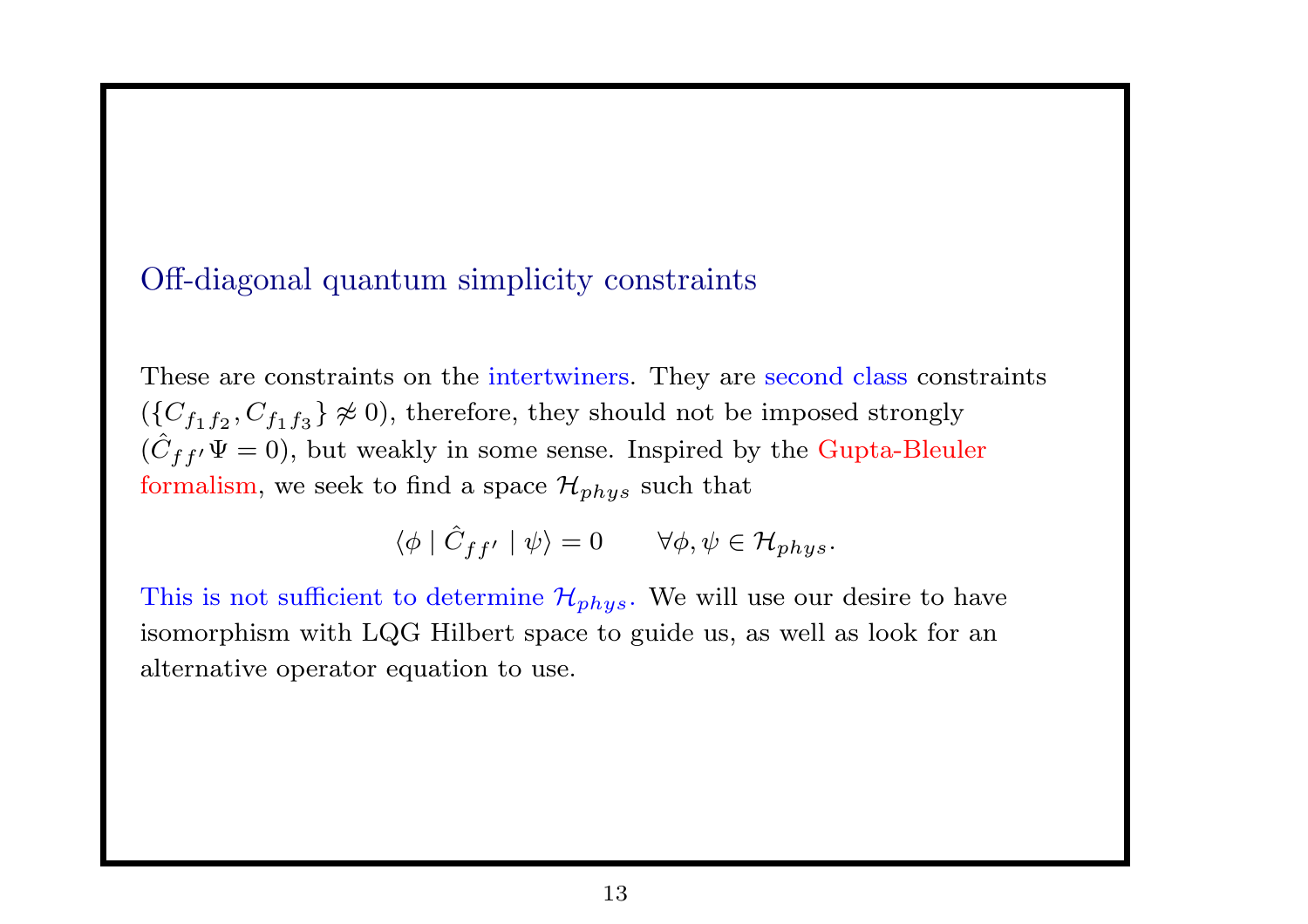## Off-diagonal quantum simplicity constraints

These are constraints on the intertwiners. They are second class constraints ($\{C_{f_1 f_2}, C_{f_1 f_3}\} \not\approx 0$), therefore, they should not be imposed strongly ($\hat{C}_{ff'}\Psi = 0$), but weakly in some sense. Inspired by the Gupta-Bleuler formalism, we seek to find a space $\mathcal{H}_{phys}$ such that

$$\langle \phi \mid \hat{C}_{ff'} \mid \psi \rangle = 0 \qquad \forall \phi, \psi \in \mathcal{H}_{phys}.$$

This is not sufficient to determine $\mathcal{H}_{phys}$. We will use our desire to have isomorphism with LQG Hilbert space to guide us, as well as look for an alternative operator equation to use.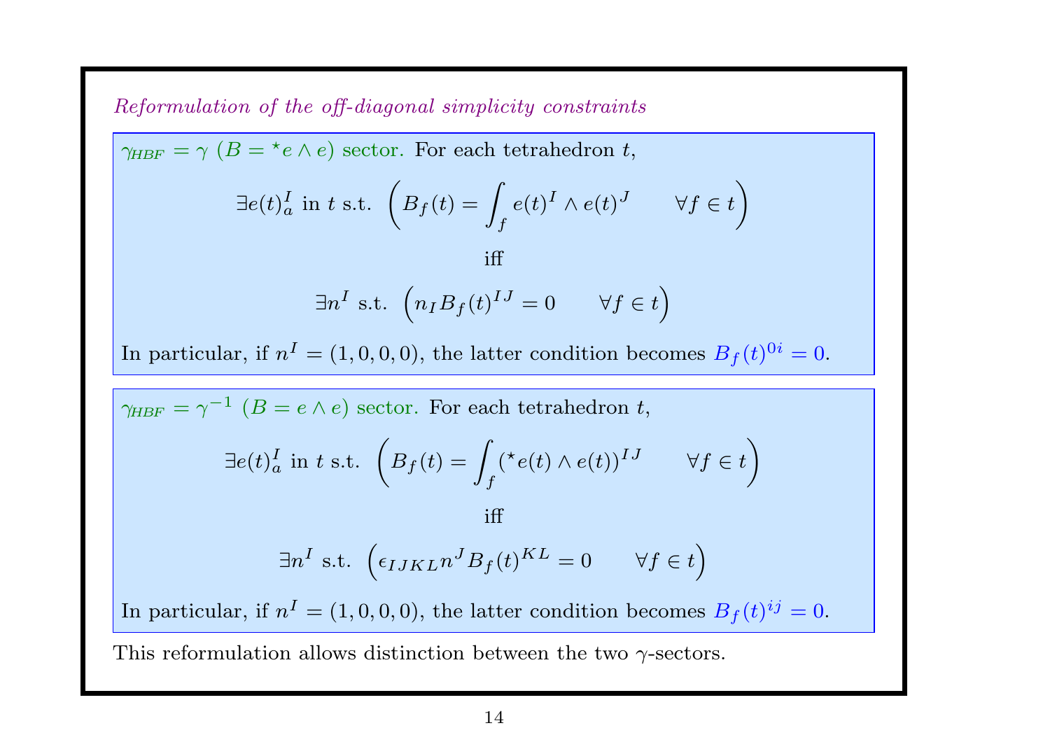*Reformulation of the off-diagonal simplicity constraints*

$\gamma_{HBF} = \gamma$ ($B = {}^\star e \wedge e$) sector. For each tetrahedron $t$,

$$\exists e(t)^I_a \text{ in } t \text{ s.t. } \left( B_f(t) = \int_f e(t)^I \wedge e(t)^J \qquad \forall f \in t \right)$$

iff

$$\exists n^I \text{ s.t. } \left( n_I B_f(t)^{IJ} = 0 \qquad \forall f \in t \right)$$

In particular, if $n^I = (1, 0, 0, 0)$, the latter condition becomes $B_f(t)^{0i} = 0$.

$\gamma_{HBF} = \gamma^{-1}$ ($B = e \wedge e$) sector. For each tetrahedron $t$,

$$\exists e(t)^I_a \text{ in } t \text{ s.t. } \left( B_f(t) = \int_f ({}^\star e(t) \wedge e(t))^{IJ} \qquad \forall f \in t \right)$$

iff

$$\exists n^I \text{ s.t. } \left( \epsilon_{IJKL} n^J B_f(t)^{KL} = 0 \qquad \forall f \in t \right)$$

In particular, if $n^I = (1, 0, 0, 0)$, the latter condition becomes $B_f(t)^{ij} = 0$.

This reformulation allows distinction between the two $\gamma$-sectors.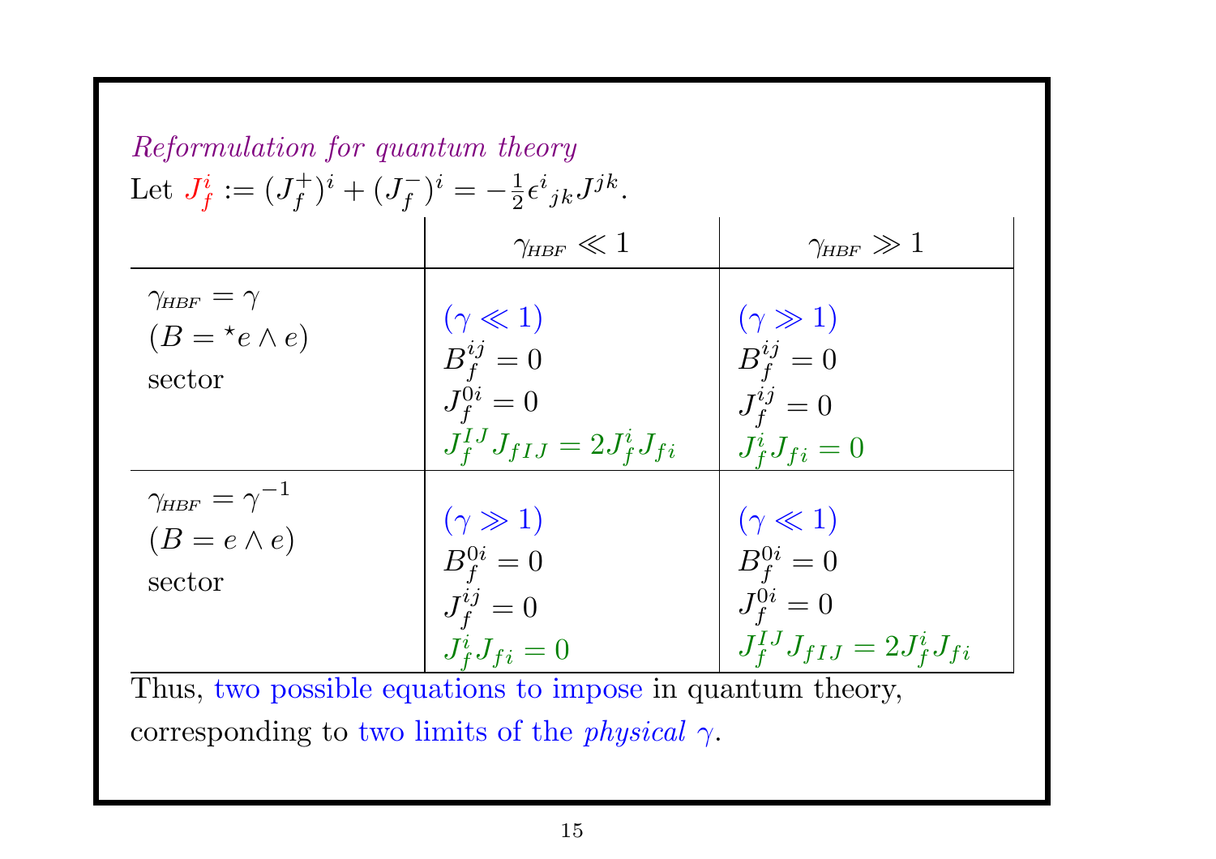*Reformulation for quantum theory*

Let $J_f^i := (J_f^+)^i + (J_f^-)^i = -\frac{1}{2}\epsilon^i{}_{jk}J^{jk}$.

| | $\gamma_{HBF} \ll 1$ | $\gamma_{HBF} \gg 1$ |
|---|---|---|
| $\gamma_{HBF} = \gamma$ ($B = {}^\star e \wedge e$) sector | ($\gamma \ll 1$) $B_f^{ij} = 0$ $J_f^{0i} = 0$ $J_f^{IJ}J_{fIJ} = 2J_f^i J_{fi}$ | ($\gamma \gg 1$) $B_f^{ij} = 0$ $J_f^{ij} = 0$ $J_f^i J_{fi} = 0$ |
| $\gamma_{HBF} = \gamma^{-1}$ ($B = e \wedge e$) sector | ($\gamma \gg 1$) $B_f^{0i} = 0$ $J_f^{ij} = 0$ $J_f^i J_{fi} = 0$ | ($\gamma \ll 1$) $B_f^{0i} = 0$ $J_f^{0i} = 0$ $J_f^{IJ}J_{fIJ} = 2J_f^i J_{fi}$ |

Thus, two possible equations to impose in quantum theory, corresponding to two limits of the *physical* $\gamma$.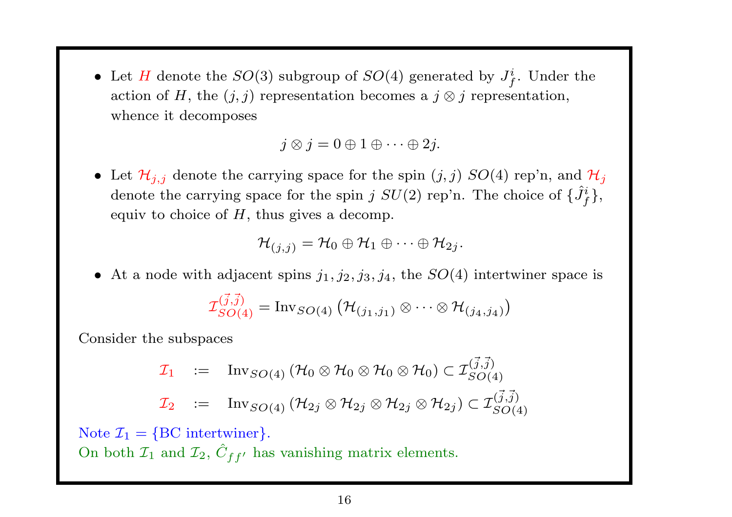- Let $H$ denote the $SO(3)$ subgroup of $SO(4)$ generated by $J^i_f$. Under the action of $H$, the $(j,j)$ representation becomes a $j \otimes j$ representation, whence it decomposes

$$j \otimes j = 0 \oplus 1 \oplus \cdots \oplus 2j.$$

- Let $\mathcal{H}_{j,j}$ denote the carrying space for the spin $(j,j)$ $SO(4)$ rep'n, and $\mathcal{H}_j$ denote the carrying space for the spin $j$ $SU(2)$ rep'n. The choice of $\{\hat{J}^i_f\}$, equiv to choice of $H$, thus gives a decomp.

$$\mathcal{H}_{(j,j)} = \mathcal{H}_0 \oplus \mathcal{H}_1 \oplus \cdots \oplus \mathcal{H}_{2j}.$$

- At a node with adjacent spins $j_1, j_2, j_3, j_4$, the $SO(4)$ intertwiner space is

$$\mathcal{I}^{(\vec{j},\vec{j})}_{SO(4)} = \mathrm{Inv}_{SO(4)} \left( \mathcal{H}_{(j_1,j_1)} \otimes \cdots \otimes \mathcal{H}_{(j_4,j_4)} \right)$$

Consider the subspaces

$$\begin{aligned}
\mathcal{I}_1 \quad &:= \quad \mathrm{Inv}_{SO(4)} \left( \mathcal{H}_0 \otimes \mathcal{H}_0 \otimes \mathcal{H}_0 \otimes \mathcal{H}_0 \right) \subset \mathcal{I}^{(\vec{j},\vec{j})}_{SO(4)} \\
\mathcal{I}_2 \quad &:= \quad \mathrm{Inv}_{SO(4)} \left( \mathcal{H}_{2j} \otimes \mathcal{H}_{2j} \otimes \mathcal{H}_{2j} \otimes \mathcal{H}_{2j} \right) \subset \mathcal{I}^{(\vec{j},\vec{j})}_{SO(4)}
\end{aligned}$$

Note $\mathcal{I}_1 = \{\text{BC intertwiner}\}$.
On both $\mathcal{I}_1$ and $\mathcal{I}_2$, $\hat{C}_{ff'}$ has vanishing matrix elements.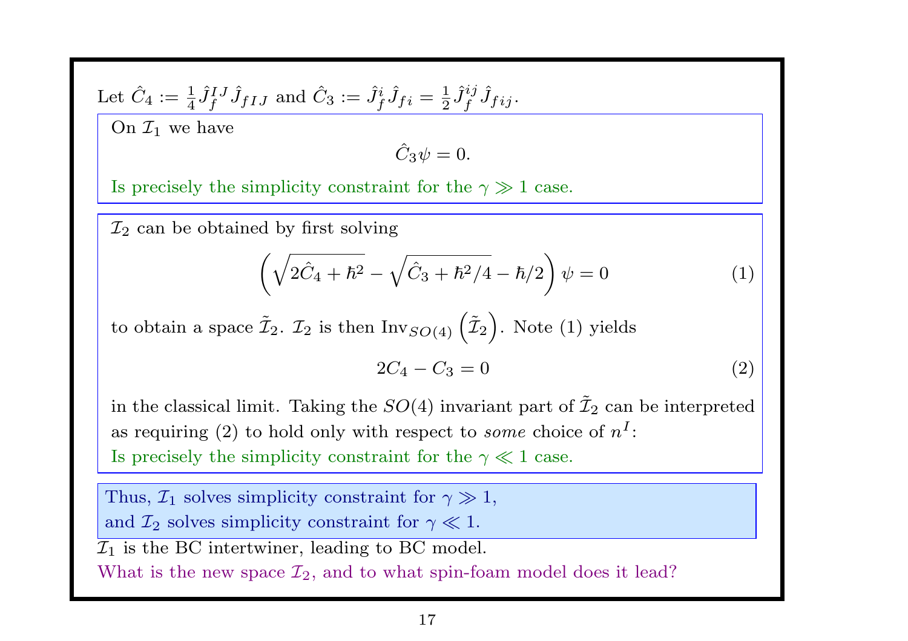Let $\hat{C}_4 := \frac{1}{4}\hat{J}_f^{IJ}\hat{J}_{fIJ}$ and $\hat{C}_3 := \hat{J}_f^i\hat{J}_{fi} = \frac{1}{2}\hat{J}_f^{ij}\hat{J}_{fij}$.

On $\mathcal{I}_1$ we have

$$\hat{C}_3\psi = 0.$$

Is precisely the simplicity constraint for the $\gamma \gg 1$ case.

$\mathcal{I}_2$ can be obtained by first solving

$$\left(\sqrt{2\hat{C}_4 + \hbar^2} - \sqrt{\hat{C}_3 + \hbar^2/4} - \hbar/2\right)\psi = 0 \tag{1}$$

to obtain a space $\tilde{\mathcal{I}}_2$. $\mathcal{I}_2$ is then $\mathrm{Inv}_{SO(4)}\left(\tilde{\mathcal{I}}_2\right)$. Note (1) yields

$$2C_4 - C_3 = 0 \tag{2}$$

in the classical limit. Taking the $SO(4)$ invariant part of $\tilde{\mathcal{I}}_2$ can be interpreted as requiring (2) to hold only with respect to *some* choice of $n^I$:
Is precisely the simplicity constraint for the $\gamma \ll 1$ case.

Thus, $\mathcal{I}_1$ solves simplicity constraint for $\gamma \gg 1$,
and $\mathcal{I}_2$ solves simplicity constraint for $\gamma \ll 1$.

$\mathcal{I}_1$ is the BC intertwiner, leading to BC model.
What is the new space $\mathcal{I}_2$, and to what spin-foam model does it lead?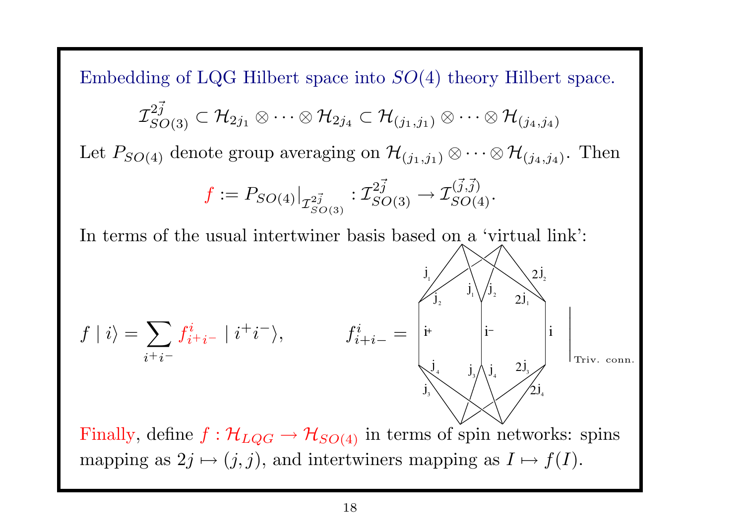Embedding of LQG Hilbert space into $SO(4)$ theory Hilbert space.

$$\mathcal{I}^{2\vec{j}}_{SO(3)} \subset \mathcal{H}_{2j_1} \otimes \cdots \otimes \mathcal{H}_{2j_4} \subset \mathcal{H}_{(j_1,j_1)} \otimes \cdots \otimes \mathcal{H}_{(j_4,j_4)}$$

Let $P_{SO(4)}$ denote group averaging on $\mathcal{H}_{(j_1,j_1)} \otimes \cdots \otimes \mathcal{H}_{(j_4,j_4)}$. Then

$$f := P_{SO(4)}\big|_{\mathcal{I}^{2\vec{j}}_{SO(3)}} : \mathcal{I}^{2\vec{j}}_{SO(3)} \to \mathcal{I}^{(\vec{j},\vec{j})}_{SO(4)}.$$

In terms of the usual intertwiner basis based on a 'virtual link':

$$f \mid i\rangle = \sum_{i^+ i^-} f^i_{i^+ i^-} \mid i^+ i^- \rangle, \qquad f^i_{i^+i^-} = \text{[spin network diagram with edges } j_1, j_2, j_3, j_4, 2j_1, 2j_2, 2j_3, 2j_4 \text{ and virtual links } i^+, i^-, i\text{]}\Big|_{\text{Triv. conn.}}$$

Finally, define $f : \mathcal{H}_{LQG} \to \mathcal{H}_{SO(4)}$ in terms of spin networks: spins mapping as $2j \mapsto (j,j)$, and intertwiners mapping as $I \mapsto f(I)$.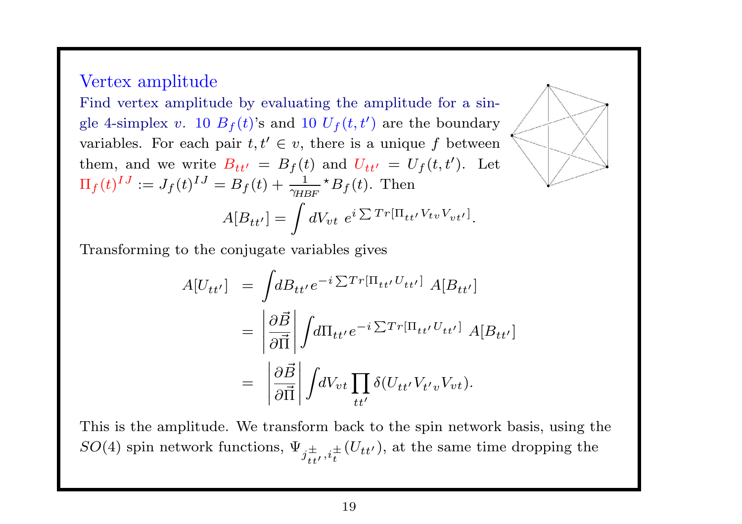## Vertex amplitude

Find vertex amplitude by evaluating the amplitude for a single 4-simplex $v$. 10 $B_f(t)$'s and 10 $U_f(t,t')$ are the boundary variables. For each pair $t, t' \in v$, there is a unique $f$ between them, and we write $B_{tt'} = B_f(t)$ and $U_{tt'} = U_f(t,t')$. Let $\Pi_f(t)^{IJ} := J_f(t)^{IJ} = B_f(t) + \frac{1}{\gamma_{HBF}} {}^\star B_f(t)$. Then

$$A[B_{tt'}] = \int dV_{vt}\ e^{i \sum Tr[\Pi_{tt'} V_{tv} V_{vt'}]}.$$

Transforming to the conjugate variables gives

$$\begin{aligned}
A[U_{tt'}] &= \int dB_{tt'} e^{-i \sum Tr[\Pi_{tt'} U_{tt'}]}\ A[B_{tt'}] \\
&= \left| \frac{\partial \vec{B}}{\partial \vec{\Pi}} \right| \int d\Pi_{tt'} e^{-i \sum Tr[\Pi_{tt'} U_{tt'}]}\ A[B_{tt'}] \\
&= \left| \frac{\partial \vec{B}}{\partial \vec{\Pi}} \right| \int dV_{vt} \prod_{tt'} \delta(U_{tt'} V_{t'v} V_{vt}).
\end{aligned}$$

This is the amplitude. We transform back to the spin network basis, using the $SO(4)$ spin network functions, $\Psi_{j^\pm_{tt'}, i^\pm_t}(U_{tt'})$, at the same time dropping the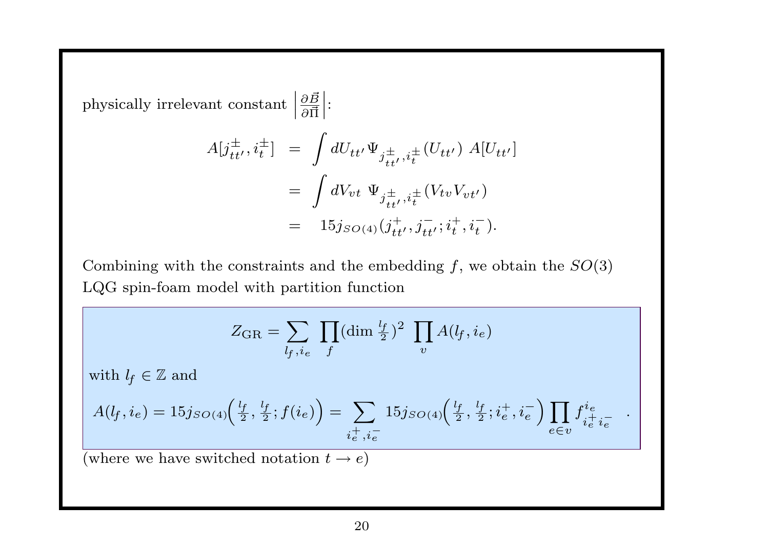physically irrelevant constant $\left|\frac{\partial \vec{B}}{\partial \vec{\Pi}}\right|$:

$$
\begin{aligned}
A[j^{\pm}_{tt'}, i^{\pm}_t] &= \int dU_{tt'} \, \Psi_{j^{\pm}_{tt'}, i^{\pm}_t}(U_{tt'}) \; A[U_{tt'}] \\
&= \int dV_{vt} \; \Psi_{j^{\pm}_{tt'}, i^{\pm}_t}(V_{tv} V_{vt'}) \\
&= \; 15j_{SO(4)}(j^{+}_{tt'}, j^{-}_{tt'}; i^{+}_t, i^{-}_t).
\end{aligned}
$$

Combining with the constraints and the embedding $f$, we obtain the $SO(3)$ LQG spin-foam model with partition function

$$
Z_{\mathrm{GR}} = \sum_{l_f, i_e} \prod_f (\dim \tfrac{l_f}{2})^2 \; \prod_v A(l_f, i_e)
$$

with $l_f \in \mathbb{Z}$ and

$$
A(l_f, i_e) = 15j_{SO(4)}\Big(\tfrac{l_f}{2}, \tfrac{l_f}{2}; f(i_e)\Big) = \sum_{i^+_e, i^-_e} 15j_{SO(4)}\Big(\tfrac{l_f}{2}, \tfrac{l_f}{2}; i^+_e, i^-_e\Big) \prod_{e \in v} f^{i_e}_{i^+_e i^-_e} \quad .
$$

(where we have switched notation $t \to e$)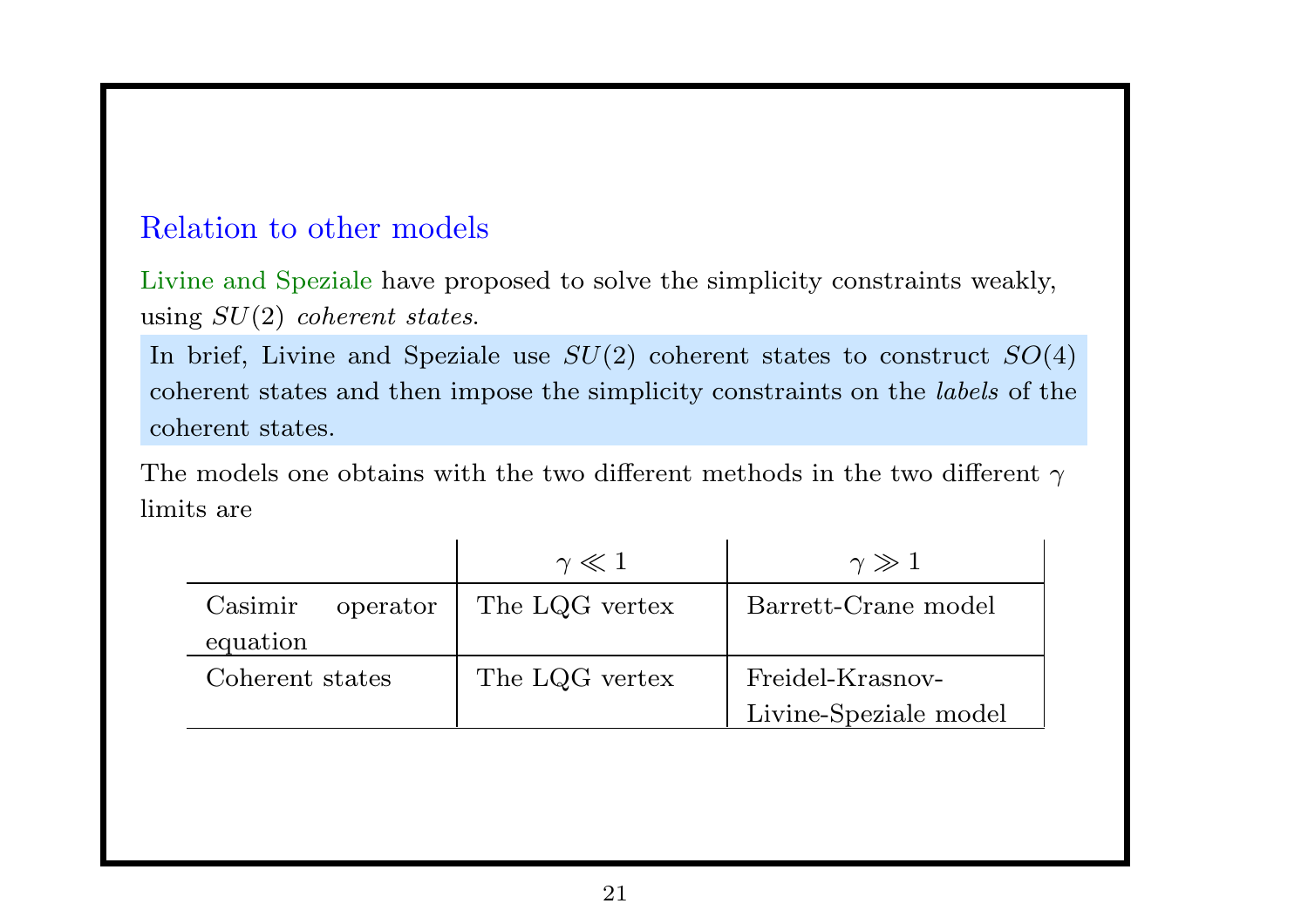## Relation to other models

Livine and Speziale have proposed to solve the simplicity constraints weakly, using $SU(2)$ *coherent states*.

In brief, Livine and Speziale use $SU(2)$ coherent states to construct $SO(4)$ coherent states and then impose the simplicity constraints on the *labels* of the coherent states.

The models one obtains with the two different methods in the two different $\gamma$ limits are

| | $\gamma \ll 1$ | $\gamma \gg 1$ |
|---|---|---|
| Casimir operator equation | The LQG vertex | Barrett-Crane model |
| Coherent states | The LQG vertex | Freidel-Krasnov-Livine-Speziale model |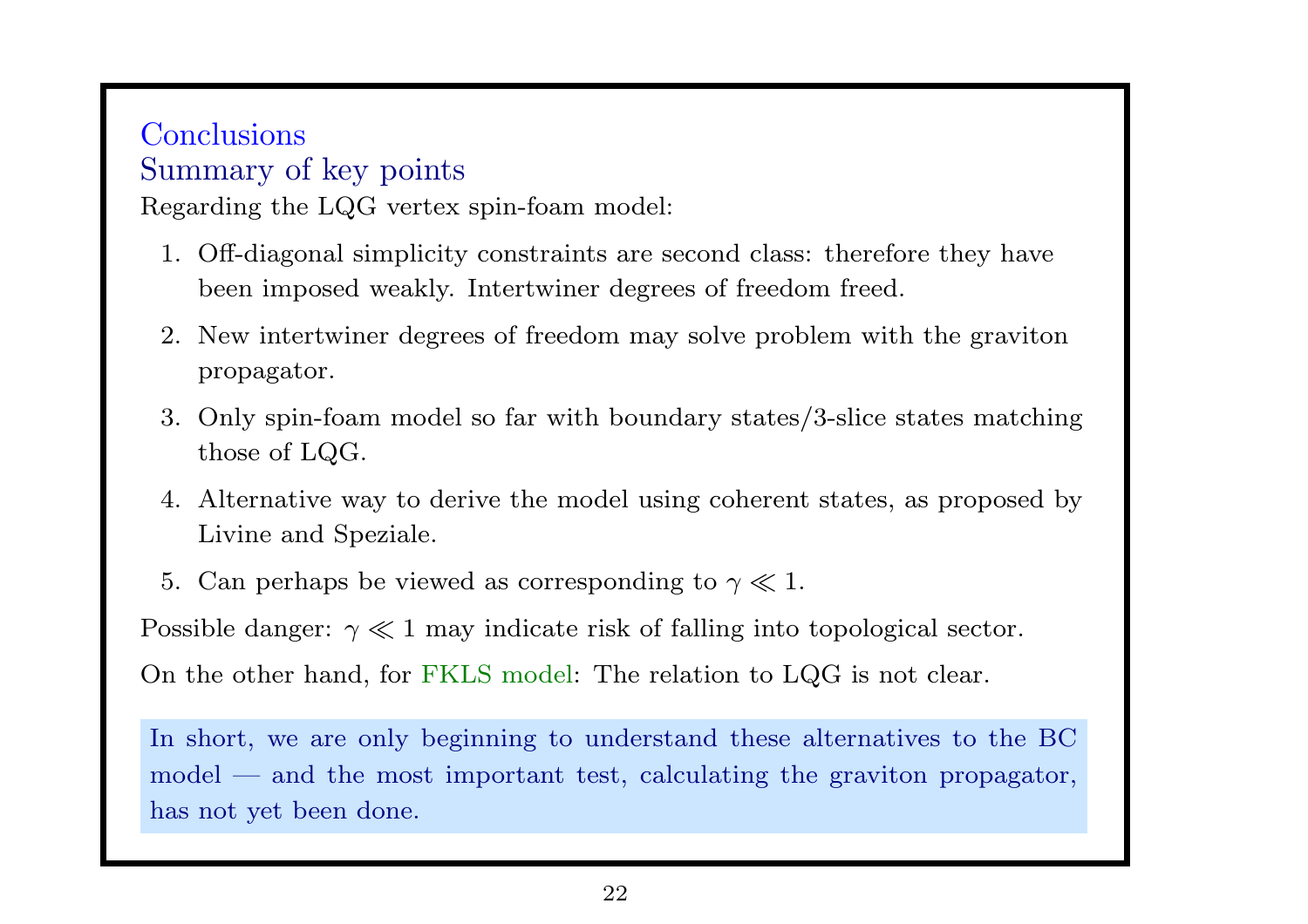## Conclusions

### Summary of key points

Regarding the LQG vertex spin-foam model:

1. Off-diagonal simplicity constraints are second class: therefore they have been imposed weakly. Intertwiner degrees of freedom freed.
2. New intertwiner degrees of freedom may solve problem with the graviton propagator.
3. Only spin-foam model so far with boundary states/3-slice states matching those of LQG.
4. Alternative way to derive the model using coherent states, as proposed by Livine and Speziale.
5. Can perhaps be viewed as corresponding to $\gamma \ll 1$.

Possible danger: $\gamma \ll 1$ may indicate risk of falling into topological sector.

On the other hand, for FKLS model: The relation to LQG is not clear.

In short, we are only beginning to understand these alternatives to the BC model — and the most important test, calculating the graviton propagator, has not yet been done.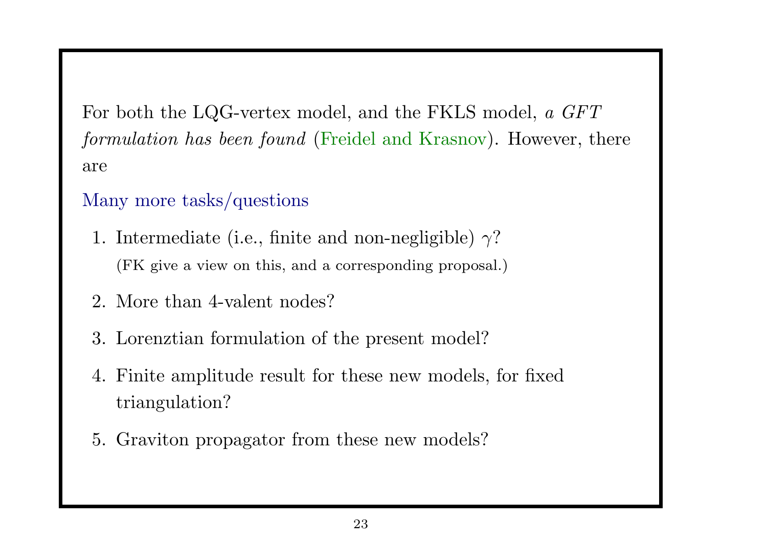For both the LQG-vertex model, and the FKLS model, *a GFT formulation has been found* (Freidel and Krasnov). However, there are

Many more tasks/questions

1. Intermediate (i.e., finite and non-negligible) $\gamma$?
   (FK give a view on this, and a corresponding proposal.)
2. More than 4-valent nodes?
3. Lorenztian formulation of the present model?
4. Finite amplitude result for these new models, for fixed triangulation?
5. Graviton propagator from these new models?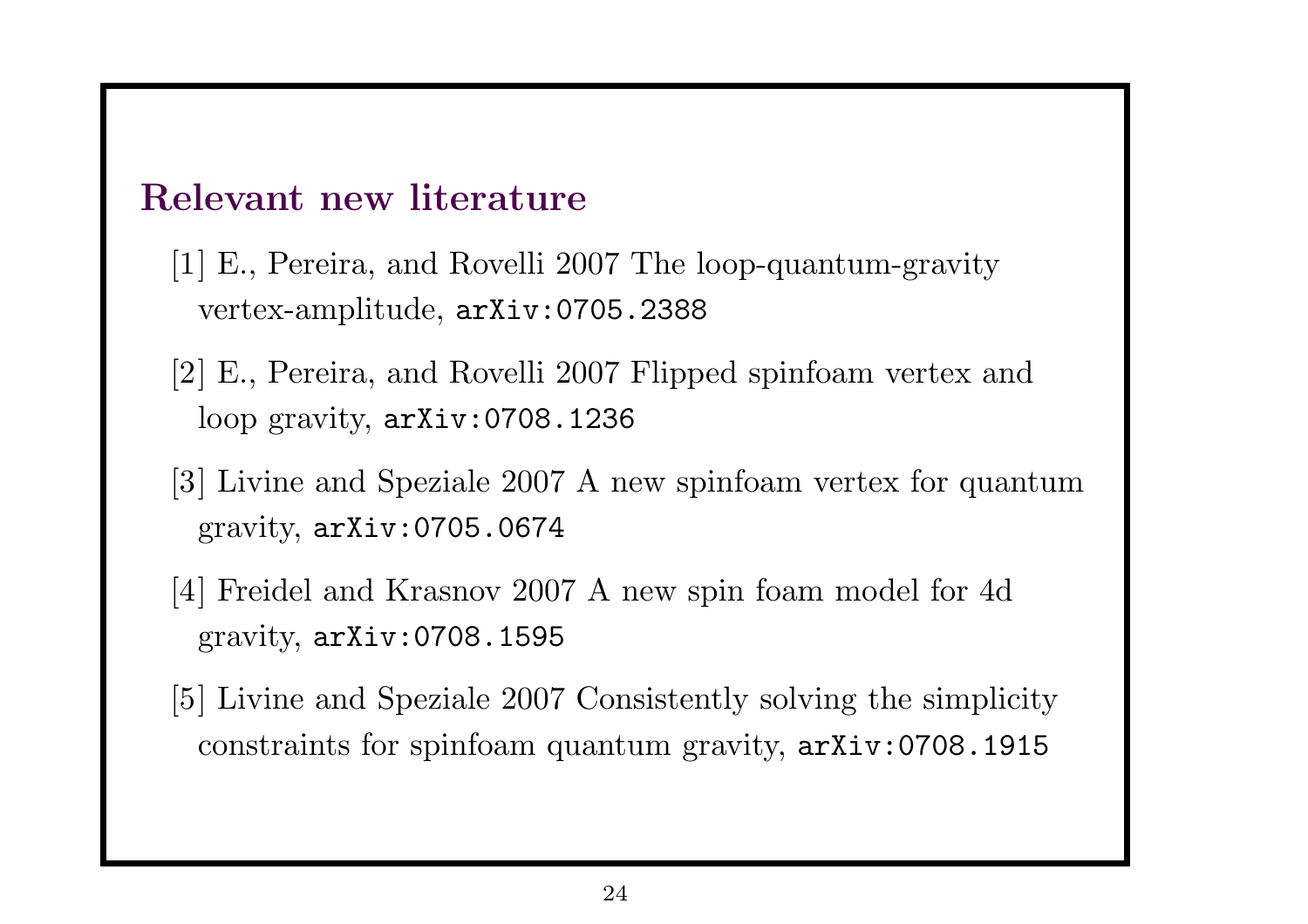## Relevant new literature

[1] E., Pereira, and Rovelli 2007 The loop-quantum-gravity vertex-amplitude, `arXiv:0705.2388`

[2] E., Pereira, and Rovelli 2007 Flipped spinfoam vertex and loop gravity, `arXiv:0708.1236`

[3] Livine and Speziale 2007 A new spinfoam vertex for quantum gravity, `arXiv:0705.0674`

[4] Freidel and Krasnov 2007 A new spin foam model for 4d gravity, `arXiv:0708.1595`

[5] Livine and Speziale 2007 Consistently solving the simplicity constraints for spinfoam quantum gravity, `arXiv:0708.1915`